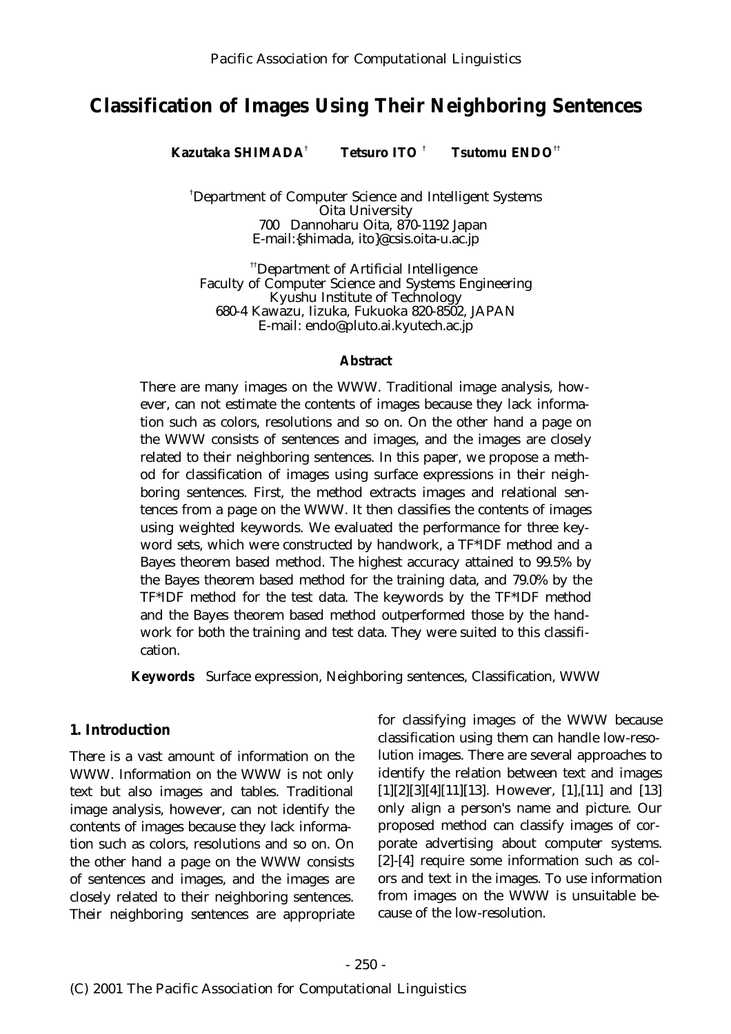# Classification of Images Using Their Neighboring Sentences

**Kazutaka SHIMADA**[†] **Tetsuro ITO**[†] **Tsutomu ENDO**[††]

[†]Department of Computer Science and Intelligent Systems
Oita University
700 Dannoharu Oita, 870-1192 Japan
E-mail:{shimada, ito}@csis.oita-u.ac.jp

[††]Department of Artificial Intelligence
Faculty of Computer Science and Systems Engineering
Kyushu Institute of Technology
680-4 Kawazu, Iizuka, Fukuoka 820-8502, JAPAN
E-mail: endo@pluto.ai.kyutech.ac.jp

**Abstract**

There are many images on the WWW. Traditional image analysis, however, can not estimate the contents of images because they lack information such as colors, resolutions and so on. On the other hand a page on the WWW consists of sentences and images, and the images are closely related to their neighboring sentences. In this paper, we propose a method for classification of images using surface expressions in their neighboring sentences. First, the method extracts images and relational sentences from a page on the WWW. It then classifies the contents of images using weighted keywords. We evaluated the performance for three keyword sets, which were constructed by handwork, a TF*IDF method and a Bayes theorem based method. The highest accuracy attained to 99.5% by the Bayes theorem based method for the training data, and 79.0% by the TF*IDF method for the test data. The keywords by the TF*IDF method and the Bayes theorem based method outperformed those by the handwork for both the training and test data. They were suited to this classification.

**Keywords** Surface expression, Neighboring sentences, Classification, WWW

## 1. Introduction

There is a vast amount of information on the WWW. Information on the WWW is not only text but also images and tables. Traditional image analysis, however, can not identify the contents of images because they lack information such as colors, resolutions and so on. On the other hand a page on the WWW consists of sentences and images, and the images are closely related to their neighboring sentences. Their neighboring sentences are appropriate for classifying images of the WWW because classification using them can handle low-resolution images. There are several approaches to identify the relation between text and images [1][2][3][4][11][13]. However, [1],[11] and [13] only align a person's name and picture. Our proposed method can classify images of corporate advertising about computer systems. [2]-[4] require some information such as colors and text in the images. To use information from images on the WWW is unsuitable because of the low-resolution.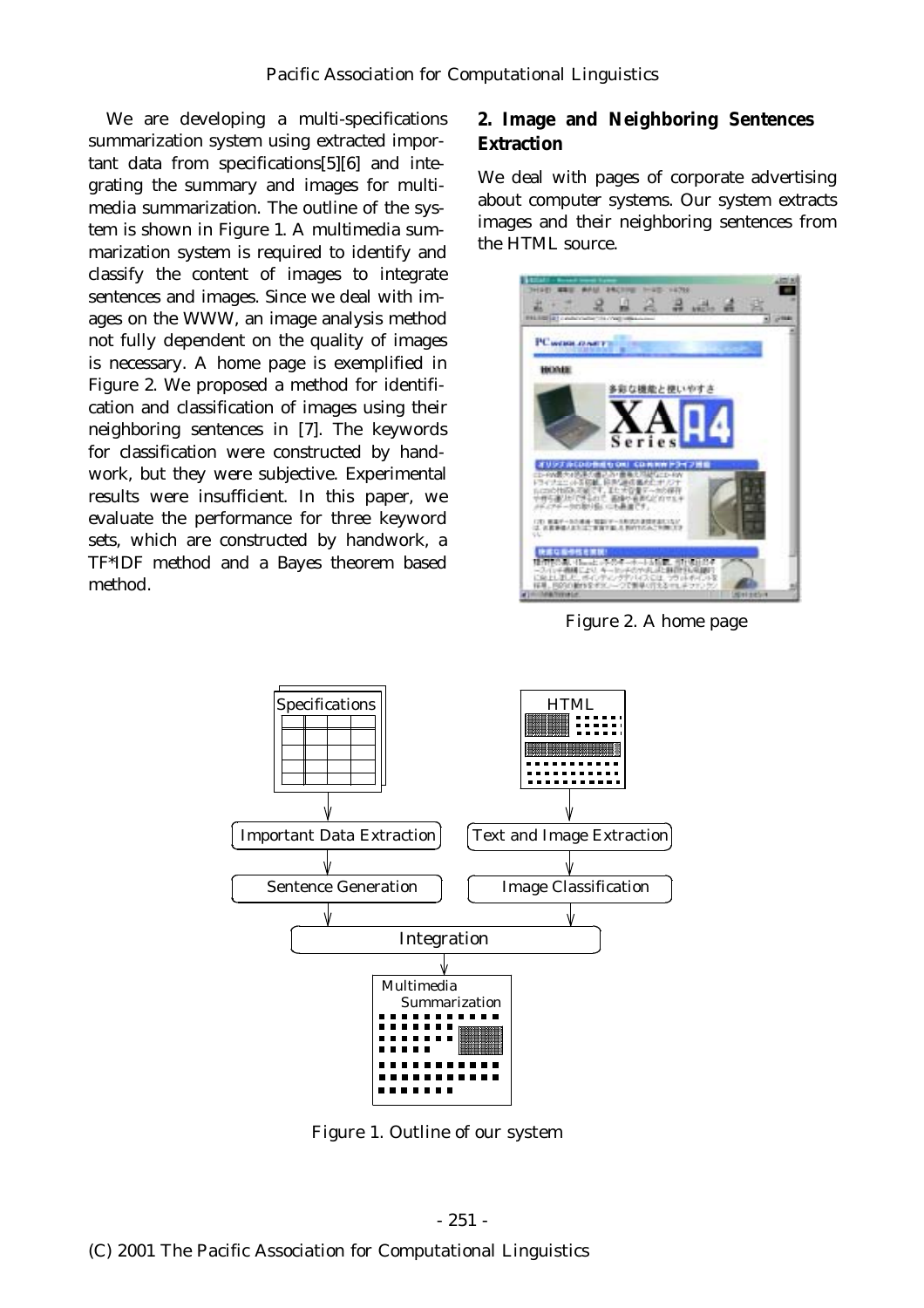We are developing a multi-specifications summarization system using extracted important data from specifications[5][6] and integrating the summary and images for multimedia summarization. The outline of the system is shown in Figure 1. A multimedia summarization system is required to identify and classify the content of images to integrate sentences and images. Since we deal with images on the WWW, an image analysis method not fully dependent on the quality of images is necessary. A home page is exemplified in Figure 2. We proposed a method for identification and classification of images using their neighboring sentences in [7]. The keywords for classification were constructed by handwork, but they were subjective. Experimental results were insufficient. In this paper, we evaluate the performance for three keyword sets, which are constructed by handwork, a TF*IDF method and a Bayes theorem based method.

## 2. Image and Neighboring Sentences Extraction

We deal with pages of corporate advertising about computer systems. Our system extracts images and their neighboring sentences from the HTML source.

Figure 2. A home page

Figure 1. Outline of our system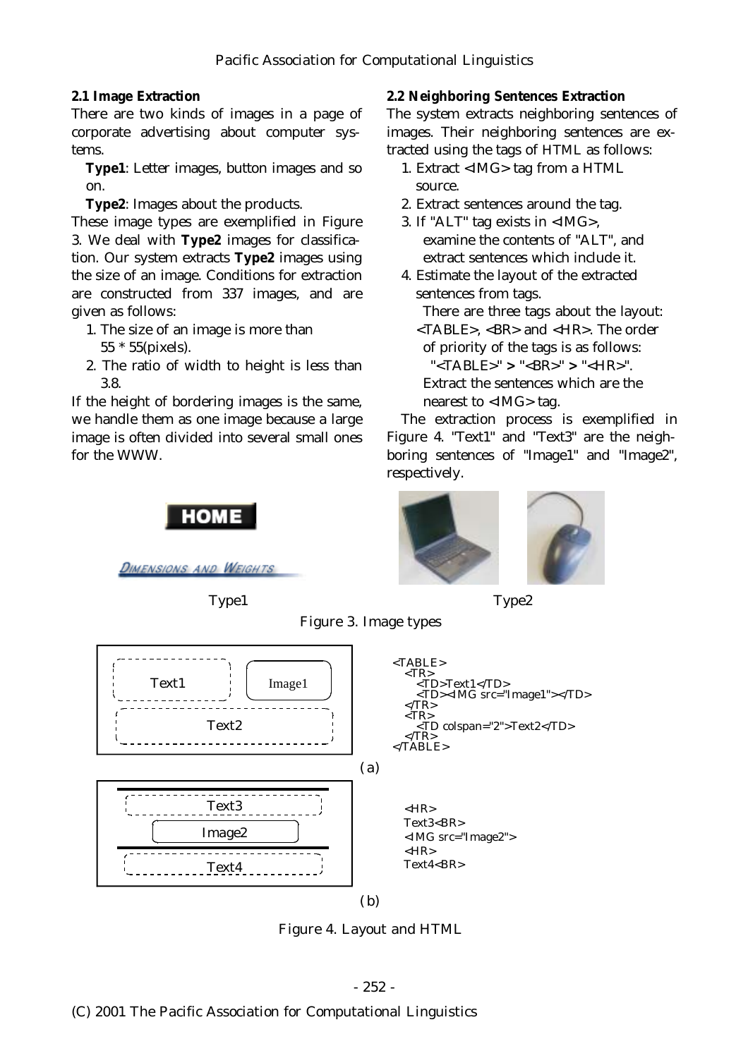### 2.1 Image Extraction

There are two kinds of images in a page of corporate advertising about computer systems.

**Type1**: Letter images, button images and so on.

**Type2**: Images about the products.

These image types are exemplified in Figure 3. We deal with **Type2** images for classification. Our system extracts **Type2** images using the size of an image. Conditions for extraction are constructed from 337 images, and are given as follows:

1. The size of an image is more than 55 * 55(pixels).
2. The ratio of width to height is less than 3.8.

If the height of bordering images is the same, we handle them as one image because a large image is often divided into several small ones for the WWW.

### 2.2 Neighboring Sentences Extraction

The system extracts neighboring sentences of images. Their neighboring sentences are extracted using the tags of HTML as follows:

1. Extract <IMG> tag from a HTML source.
2. Extract sentences around the tag.
3. If "ALT" tag exists in <IMG>, examine the contents of "ALT", and extract sentences which include it.
4. Estimate the layout of the extracted sentences from tags.
   There are three tags about the layout: <TABLE>, <BR> and <HR>. The order of priority of the tags is as follows: "<TABLE>" > "<BR>" > "<HR>".
   Extract the sentences which are the nearest to <IMG> tag.

The extraction process is exemplified in Figure 4. "Text1" and "Text3" are the neighboring sentences of "Image1" and "Image2", respectively.

HOME

DIMENSIONS AND WEIGHTS

Type1 Type2

Figure 3. Image types

Text1 Image1

Text2

```
<TABLE>
   <TR>
      <TD>Text1</TD>
      <TD><IMG src="Image1"></TD>
   </TR>
   <TR>
      <TD colspan="2">Text2</TD>
   </TR>
</TABLE>
```

(a)

Text3

Image2

Text4

```
<HR>
Text3<BR>
<IMG src="Image2">
<HR>
Text4<BR>
```

(b)

Figure 4. Layout and HTML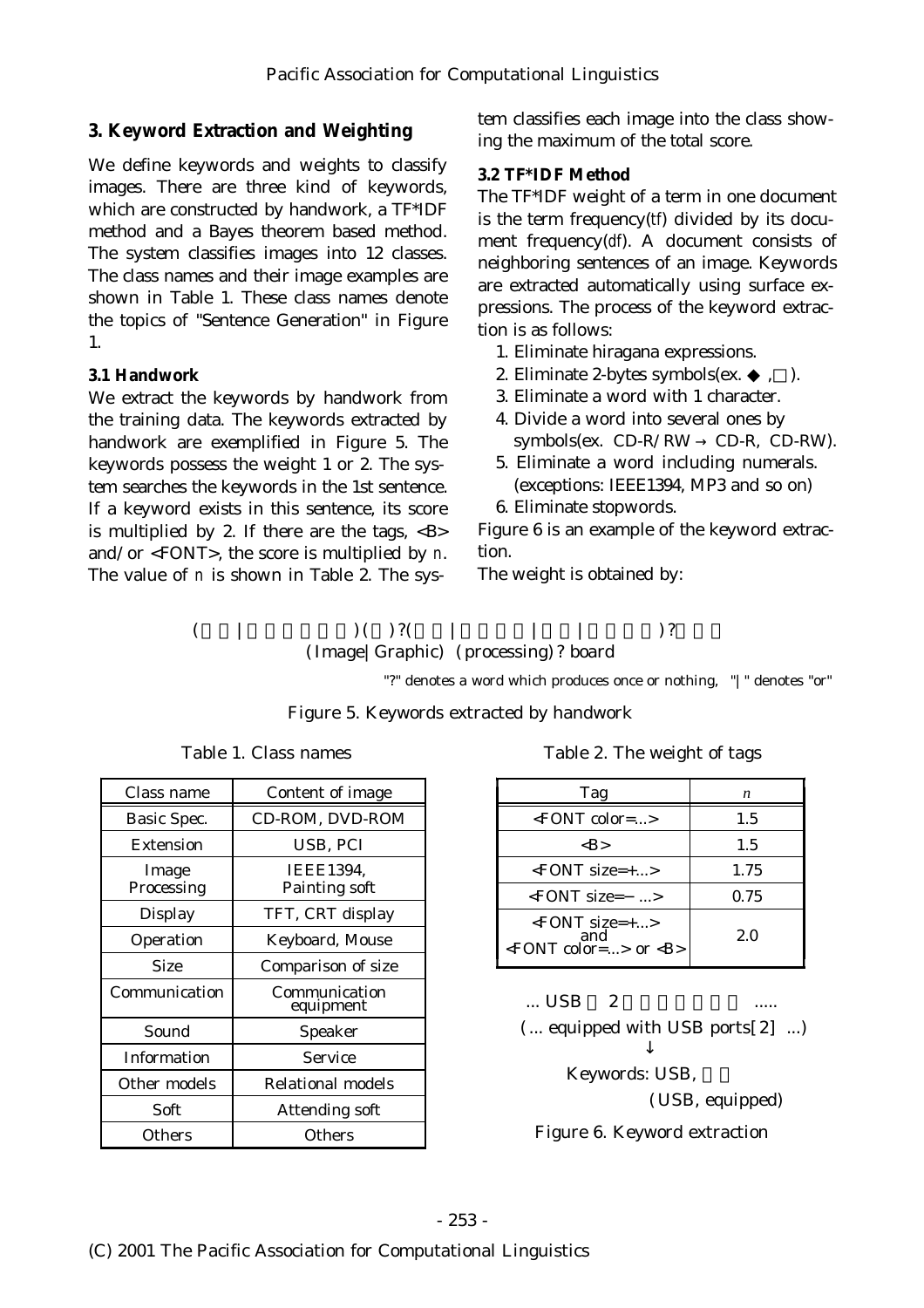## 3. Keyword Extraction and Weighting

We define keywords and weights to classify images. There are three kind of keywords, which are constructed by handwork, a TF*IDF method and a Bayes theorem based method. The system classifies images into 12 classes. The class names and their image examples are shown in Table 1. These class names denote the topics of "Sentence Generation" in Figure 1.

### 3.1 Handwork

We extract the keywords by handwork from the training data. The keywords extracted by handwork are exemplified in Figure 5. The keywords possess the weight 1 or 2. The system searches the keywords in the 1st sentence. If a keyword exists in this sentence, its score is multiplied by 2. If there are the tags, <B> and/or <FONT>, the score is multiplied by *n*. The value of *n* is shown in Table 2. The system classifies each image into the class showing the maximum of the total score.

### 3.2 TF*IDF Method

The TF*IDF weight of a term in one document is the term frequency(*tf*) divided by its document frequency(*df*). A document consists of neighboring sentences of an image. Keywords are extracted automatically using surface expressions. The process of the keyword extraction is as follows:

1. Eliminate hiragana expressions.
2. Eliminate 2-bytes symbols(ex. ◆ ,□).
3. Eliminate a word with 1 character.
4. Divide a word into several ones by symbols(ex. CD-R/RW → CD-R, CD-RW).
5. Eliminate a word including numerals. (exceptions: IEEE1394, MP3 and so on)
6. Eliminate stopwords.

Figure 6 is an example of the keyword extraction.

The weight is obtained by:

( | ) ( ) ?( | | | ) ?
(Image|Graphic) (processing)? board

"?" denotes a word which produces once or nothing, "|" denotes "or"

Figure 5. Keywords extracted by handwork

Table 1. Class names

| Class name | Content of image |
|---|---|
| Basic Spec. | CD-ROM, DVD-ROM |
| Extension | USB, PCI |
| Image Processing | IEEE1394, Painting soft |
| Display | TFT, CRT display |
| Operation | Keyboard, Mouse |
| Size | Comparison of size |
| Communication | Communication equipment |
| Sound | Speaker |
| Information | Service |
| Other models | Relational models |
| Soft | Attending soft |
| Others | Others |

Table 2. The weight of tags

| Tag | *n* |
|---|---|
| <FONT color=...> | 1.5 |
| <B> | 1.5 |
| <FONT size=+...> | 1.75 |
| <FONT size=− ...> | 0.75 |
| <FONT size=+...> and <FONT color=...> or <B> | 2.0 |

... USB 2 .....
(... equipped with USB ports[2] ...)
↓
Keywords: USB,
(USB, equipped)

Figure 6. Keyword extraction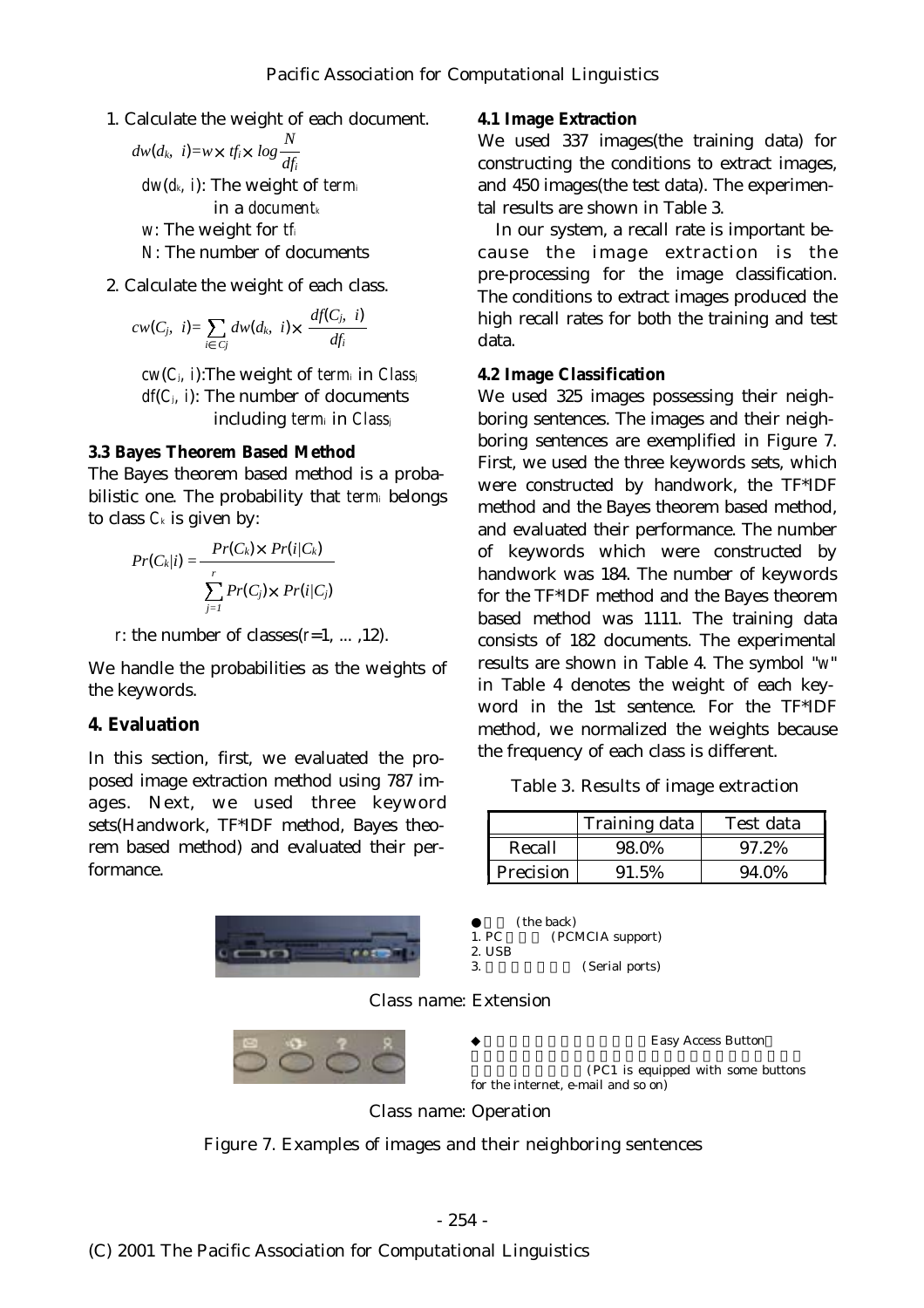1. Calculate the weight of each document.

$$dw(d_k, i) = w \times tf_i \times \log \frac{N}{df_i}$$

$dw(d_k, i)$: The weight of $term_i$ in a $document_k$
$w$: The weight for $tf_i$
$N$: The number of documents

2. Calculate the weight of each class.

$$cw(C_j, i) = \sum_{i \in C_j} dw(d_k, i) \times \frac{df(C_j, i)}{df_i}$$

$cw(C_j, i)$: The weight of $term_i$ in $Class_j$
$df(C_j, i)$: The number of documents including $term_i$ in $Class_j$

### 3.3 Bayes Theorem Based Method

The Bayes theorem based method is a probabilistic one. The probability that $term_i$ belongs to class $C_k$ is given by:

$$Pr(C_k|i) = \frac{Pr(C_k) \times Pr(i|C_k)}{\sum_{j=1}^{r} Pr(C_j) \times Pr(i|C_j)}$$

$r$: the number of classes($r$=1, ... ,12).

We handle the probabilities as the weights of the keywords.

## 4. Evaluation

In this section, first, we evaluated the proposed image extraction method using 787 images. Next, we used three keyword sets(Handwork, TF*IDF method, Bayes theorem based method) and evaluated their performance.

### 4.1 Image Extraction

We used 337 images(the training data) for constructing the conditions to extract images, and 450 images(the test data). The experimental results are shown in Table 3.

In our system, a recall rate is important because the image extraction is the pre-processing for the image classification. The conditions to extract images produced the high recall rates for both the training and test data.

### 4.2 Image Classification

We used 325 images possessing their neighboring sentences. The images and their neighboring sentences are exemplified in Figure 7. First, we used the three keywords sets, which were constructed by handwork, the TF*IDF method and the Bayes theorem based method, and evaluated their performance. The number of keywords which were constructed by handwork was 184. The number of keywords for the TF*IDF method and the Bayes theorem based method was 1111. The training data consists of 182 documents. The experimental results are shown in Table 4. The symbol "$W$" in Table 4 denotes the weight of each keyword in the 1st sentence. For the TF*IDF method, we normalized the weights because the frequency of each class is different.

Table 3. Results of image extraction

| | Training data | Test data |
|---|---|---|
| Recall | 98.0% | 97.2% |
| Precision | 91.5% | 94.0% |

●　　(the back)
1. PC　　　(PCMCIA support)
2. USB
3.　　　　　(Serial ports)

Class name: Extension

◆　　　　　Easy Access Button
(PC1 is equipped with some buttons for the internet, e-mail and so on)

Class name: Operation

Figure 7. Examples of images and their neighboring sentences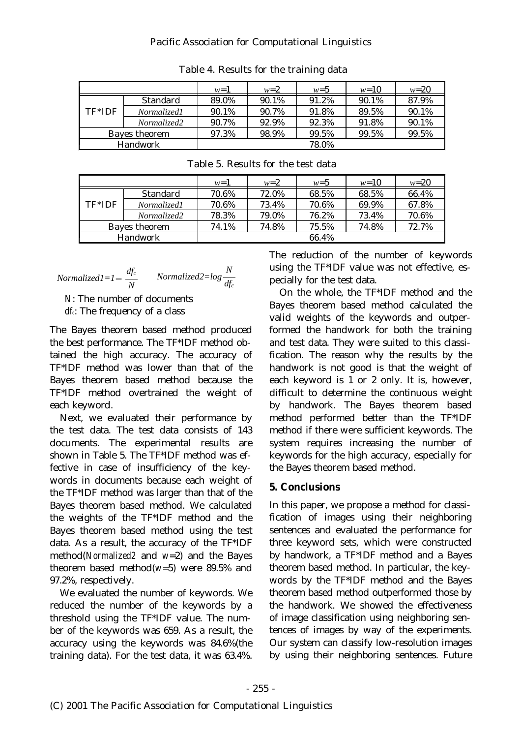Table 4. Results for the training data

| | | $w$=1 | $w$=2 | $w$=5 | $w$=10 | $w$=20 |
|---|---|---|---|---|---|---|
| TF*IDF | Standard | 89.0% | 90.1% | 91.2% | 90.1% | 87.9% |
| | *Normalized1* | 90.1% | 90.7% | 91.8% | 89.5% | 90.1% |
| | *Normalized2* | 90.7% | 92.9% | 92.3% | 91.8% | 90.1% |
| Bayes theorem | | 97.3% | 98.9% | 99.5% | 99.5% | 99.5% |
| Handwork | | 78.0% | | | | |

Table 5. Results for the test data

| | | $w$=1 | $w$=2 | $w$=5 | $w$=10 | $w$=20 |
|---|---|---|---|---|---|---|
| TF*IDF | Standard | 70.6% | 72.0% | 68.5% | 68.5% | 66.4% |
| | *Normalized1* | 70.6% | 73.4% | 70.6% | 69.9% | 67.8% |
| | *Normalized2* | 78.3% | 79.0% | 76.2% | 73.4% | 70.6% |
| Bayes theorem | | 74.1% | 74.8% | 75.5% | 74.8% | 72.7% |
| Handwork | | 66.4% | | | | |

$$Normalized1 = 1 - \frac{df_c}{N} \qquad Normalized2 = \log\frac{N}{df_c}$$

$N$: The number of documents
$df_c$: The frequency of a class

The Bayes theorem based method produced the best performance. The TF*IDF method obtained the high accuracy. The accuracy of TF*IDF method was lower than that of the Bayes theorem based method because the TF*IDF method overtrained the weight of each keyword.

Next, we evaluated their performance by the test data. The test data consists of 143 documents. The experimental results are shown in Table 5. The TF*IDF method was effective in case of insufficiency of the keywords in documents because each weight of the TF*IDF method was larger than that of the Bayes theorem based method. We calculated the weights of the TF*IDF method and the Bayes theorem based method using the test data. As a result, the accuracy of the TF*IDF method(*Normalized2* and $w$=2) and the Bayes theorem based method($w$=5) were 89.5% and 97.2%, respectively.

We evaluated the number of keywords. We reduced the number of the keywords by a threshold using the TF*IDF value. The number of the keywords was 659. As a result, the accuracy using the keywords was 84.6%(the training data). For the test data, it was 63.4%. The reduction of the number of keywords using the TF*IDF value was not effective, especially for the test data.

On the whole, the TF*IDF method and the Bayes theorem based method calculated the valid weights of the keywords and outperformed the handwork for both the training and test data. They were suited to this classification. The reason why the results by the handwork is not good is that the weight of each keyword is 1 or 2 only. It is, however, difficult to determine the continuous weight by handwork. The Bayes theorem based method performed better than the TF*IDF method if there were sufficient keywords. The system requires increasing the number of keywords for the high accuracy, especially for the Bayes theorem based method.

## 5. Conclusions

In this paper, we propose a method for classification of images using their neighboring sentences and evaluated the performance for three keyword sets, which were constructed by handwork, a TF*IDF method and a Bayes theorem based method. In particular, the keywords by the TF*IDF method and the Bayes theorem based method outperformed those by the handwork. We showed the effectiveness of image classification using neighboring sentences of images by way of the experiments. Our system can classify low-resolution images by using their neighboring sentences. Future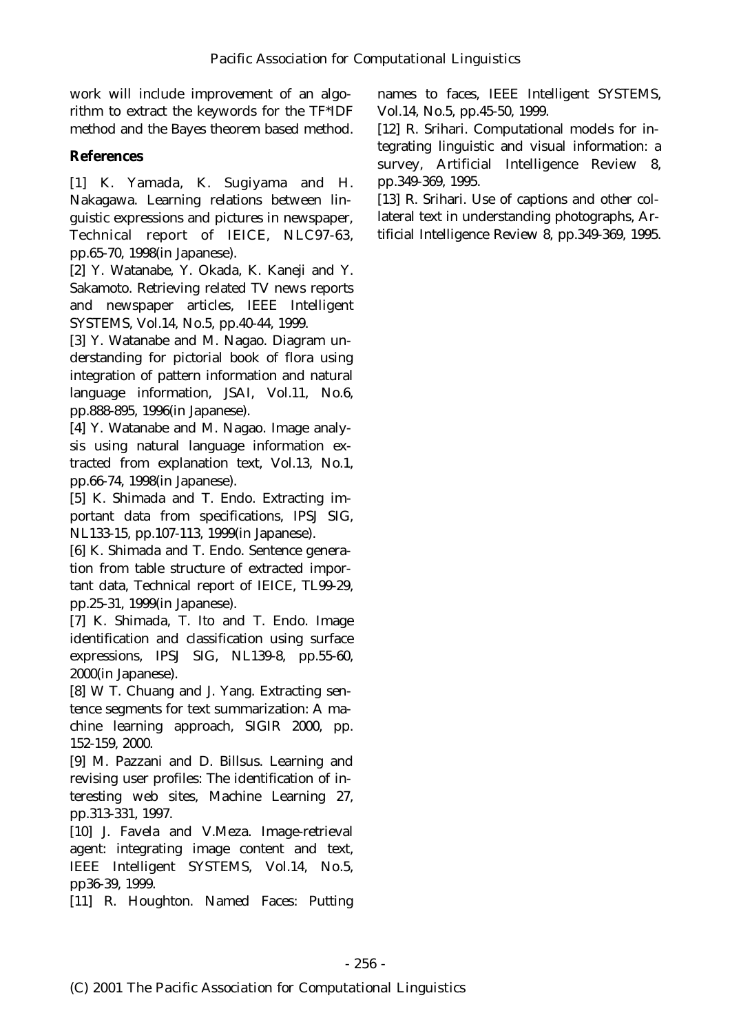work will include improvement of an algorithm to extract the keywords for the TF*IDF method and the Bayes theorem based method.

## References

[1] K. Yamada, K. Sugiyama and H. Nakagawa. Learning relations between linguistic expressions and pictures in newspaper, Technical report of IEICE, NLC97-63, pp.65-70, 1998(in Japanese).

[2] Y. Watanabe, Y. Okada, K. Kaneji and Y. Sakamoto. Retrieving related TV news reports and newspaper articles, IEEE Intelligent SYSTEMS, Vol.14, No.5, pp.40-44, 1999.

[3] Y. Watanabe and M. Nagao. Diagram understanding for pictorial book of flora using integration of pattern information and natural language information, JSAI, Vol.11, No.6, pp.888-895, 1996(in Japanese).

[4] Y. Watanabe and M. Nagao. Image analysis using natural language information extracted from explanation text, Vol.13, No.1, pp.66-74, 1998(in Japanese).

[5] K. Shimada and T. Endo. Extracting important data from specifications, IPSJ SIG, NL133-15, pp.107-113, 1999(in Japanese).

[6] K. Shimada and T. Endo. Sentence generation from table structure of extracted important data, Technical report of IEICE, TL99-29, pp.25-31, 1999(in Japanese).

[7] K. Shimada, T. Ito and T. Endo. Image identification and classification using surface expressions, IPSJ SIG, NL139-8, pp.55-60, 2000(in Japanese).

[8] W T. Chuang and J. Yang. Extracting sentence segments for text summarization: A machine learning approach, SIGIR 2000, pp. 152-159, 2000.

[9] M. Pazzani and D. Billsus. Learning and revising user profiles: The identification of interesting web sites, Machine Learning 27, pp.313-331, 1997.

[10] J. Favela and V.Meza. Image-retrieval agent: integrating image content and text, IEEE Intelligent SYSTEMS, Vol.14, No.5, pp36-39, 1999.

[11] R. Houghton. Named Faces: Putting names to faces, IEEE Intelligent SYSTEMS, Vol.14, No.5, pp.45-50, 1999.

[12] R. Srihari. Computational models for integrating linguistic and visual information: a survey, Artificial Intelligence Review 8, pp.349-369, 1995.

[13] R. Srihari. Use of captions and other collateral text in understanding photographs, Artificial Intelligence Review 8, pp.349-369, 1995.